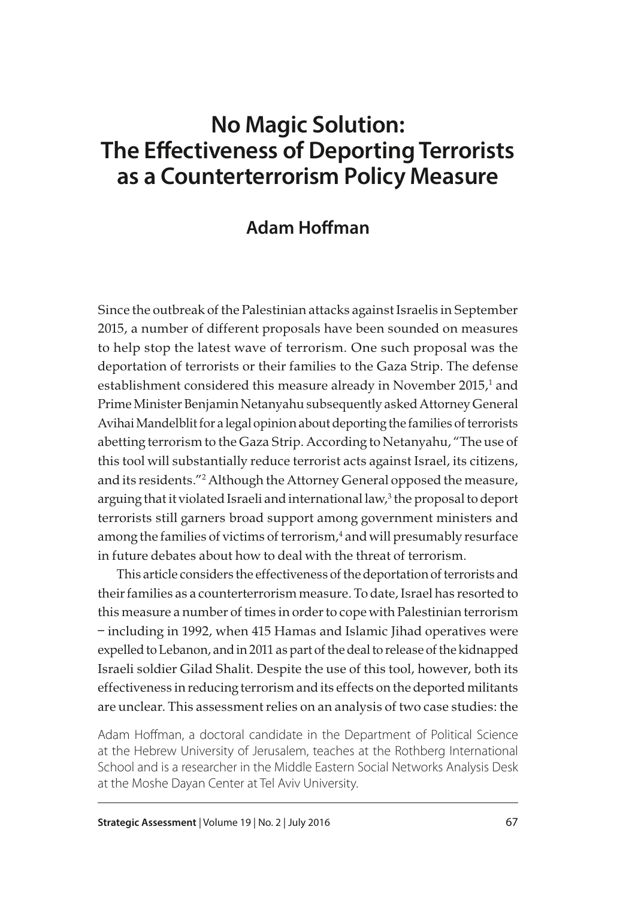# No Magic Solution: The Effectiveness of Deporting Terrorists as a Counterterrorism Policy Measure

## Adam Hoffman

Since the outbreak of the Palestinian attacks against Israelis in September 2015, a number of different proposals have been sounded on measures to help stop the latest wave of terrorism. One such proposal was the deportation of terrorists or their families to the Gaza Strip. The defense establishment considered this measure already in November 2015,[1] and Prime Minister Benjamin Netanyahu subsequently asked Attorney General Avihai Mandelblit for a legal opinion about deporting the families of terrorists abetting terrorism to the Gaza Strip. According to Netanyahu, "The use of this tool will substantially reduce terrorist acts against Israel, its citizens, and its residents."[2] Although the Attorney General opposed the measure, arguing that it violated Israeli and international law,[3] the proposal to deport terrorists still garners broad support among government ministers and among the families of victims of terrorism,[4] and will presumably resurface in future debates about how to deal with the threat of terrorism.

This article considers the effectiveness of the deportation of terrorists and their families as a counterterrorism measure. To date, Israel has resorted to this measure a number of times in order to cope with Palestinian terrorism – including in 1992, when 415 Hamas and Islamic Jihad operatives were expelled to Lebanon, and in 2011 as part of the deal to release of the kidnapped Israeli soldier Gilad Shalit. Despite the use of this tool, however, both its effectiveness in reducing terrorism and its effects on the deported militants are unclear. This assessment relies on an analysis of two case studies: the

Adam Hoffman, a doctoral candidate in the Department of Political Science at the Hebrew University of Jerusalem, teaches at the Rothberg International School and is a researcher in the Middle Eastern Social Networks Analysis Desk at the Moshe Dayan Center at Tel Aviv University.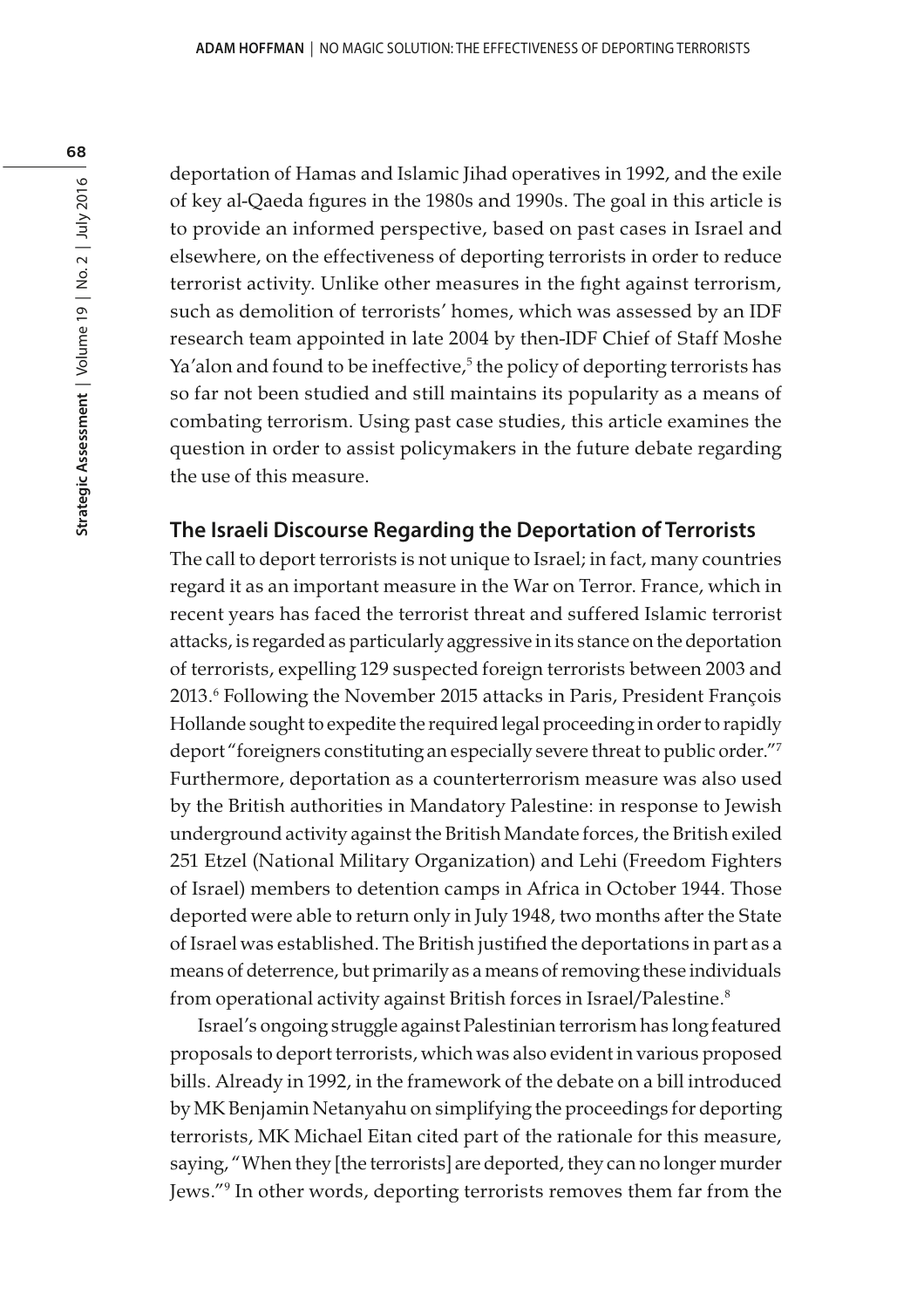deportation of Hamas and Islamic Jihad operatives in 1992, and the exile of key al-Qaeda figures in the 1980s and 1990s. The goal in this article is to provide an informed perspective, based on past cases in Israel and elsewhere, on the effectiveness of deporting terrorists in order to reduce terrorist activity. Unlike other measures in the fight against terrorism, such as demolition of terrorists' homes, which was assessed by an IDF research team appointed in late 2004 by then-IDF Chief of Staff Moshe Ya'alon and found to be ineffective,[5] the policy of deporting terrorists has so far not been studied and still maintains its popularity as a means of combating terrorism. Using past case studies, this article examines the question in order to assist policymakers in the future debate regarding the use of this measure.

## The Israeli Discourse Regarding the Deportation of Terrorists

The call to deport terrorists is not unique to Israel; in fact, many countries regard it as an important measure in the War on Terror. France, which in recent years has faced the terrorist threat and suffered Islamic terrorist attacks, is regarded as particularly aggressive in its stance on the deportation of terrorists, expelling 129 suspected foreign terrorists between 2003 and 2013.[6] Following the November 2015 attacks in Paris, President François Hollande sought to expedite the required legal proceeding in order to rapidly deport "foreigners constituting an especially severe threat to public order."[7] Furthermore, deportation as a counterterrorism measure was also used by the British authorities in Mandatory Palestine: in response to Jewish underground activity against the British Mandate forces, the British exiled 251 Etzel (National Military Organization) and Lehi (Freedom Fighters of Israel) members to detention camps in Africa in October 1944. Those deported were able to return only in July 1948, two months after the State of Israel was established. The British justified the deportations in part as a means of deterrence, but primarily as a means of removing these individuals from operational activity against British forces in Israel/Palestine.[8]

Israel's ongoing struggle against Palestinian terrorism has long featured proposals to deport terrorists, which was also evident in various proposed bills. Already in 1992, in the framework of the debate on a bill introduced by MK Benjamin Netanyahu on simplifying the proceedings for deporting terrorists, MK Michael Eitan cited part of the rationale for this measure, saying, "When they [the terrorists] are deported, they can no longer murder Jews."[9] In other words, deporting terrorists removes them far from the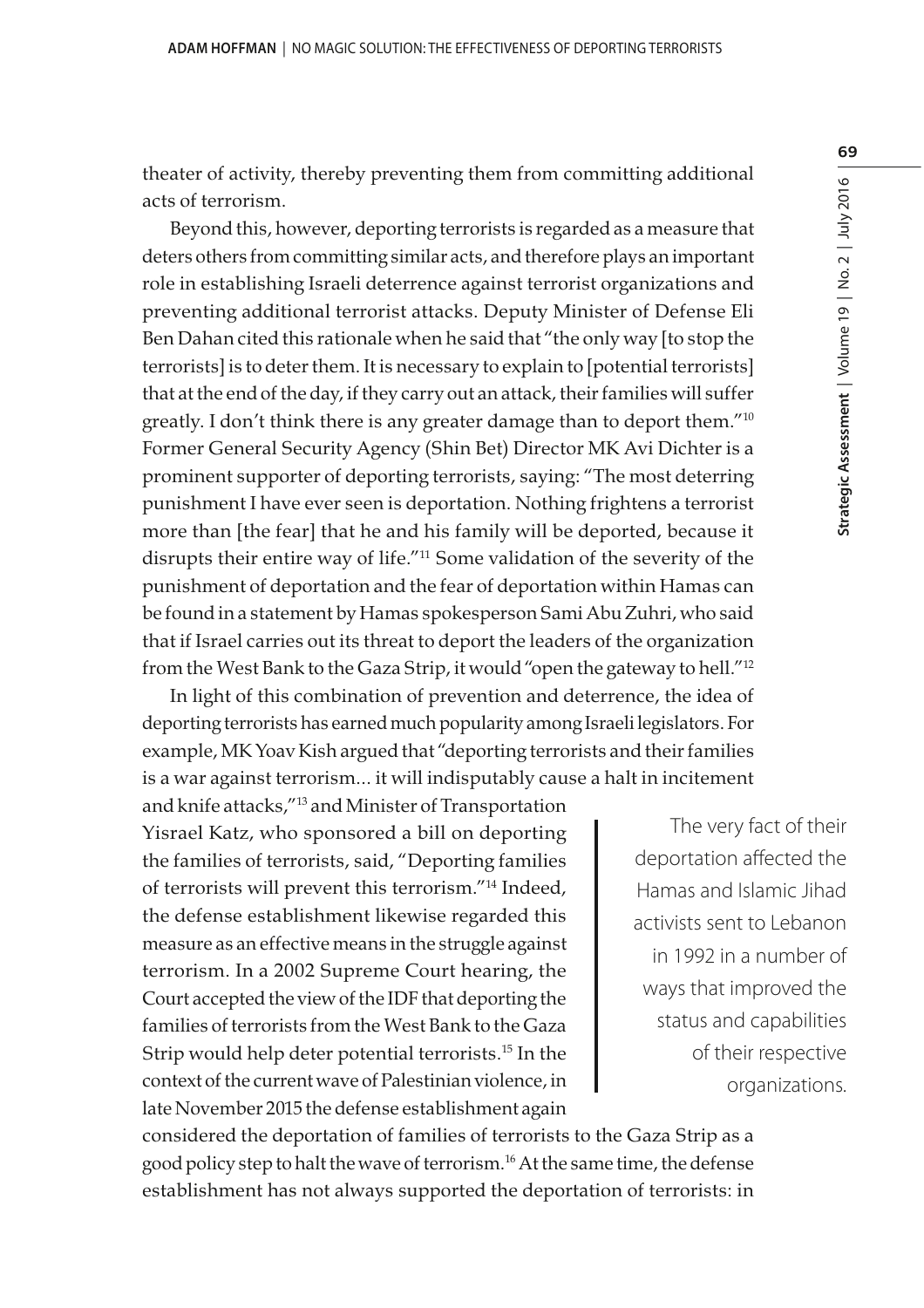theater of activity, thereby preventing them from committing additional acts of terrorism.

Beyond this, however, deporting terrorists is regarded as a measure that deters others from committing similar acts, and therefore plays an important role in establishing Israeli deterrence against terrorist organizations and preventing additional terrorist attacks. Deputy Minister of Defense Eli Ben Dahan cited this rationale when he said that "the only way [to stop the terrorists] is to deter them. It is necessary to explain to [potential terrorists] that at the end of the day, if they carry out an attack, their families will suffer greatly. I don't think there is any greater damage than to deport them."[10] Former General Security Agency (Shin Bet) Director MK Avi Dichter is a prominent supporter of deporting terrorists, saying: "The most deterring punishment I have ever seen is deportation. Nothing frightens a terrorist more than [the fear] that he and his family will be deported, because it disrupts their entire way of life."[11] Some validation of the severity of the punishment of deportation and the fear of deportation within Hamas can be found in a statement by Hamas spokesperson Sami Abu Zuhri, who said that if Israel carries out its threat to deport the leaders of the organization from the West Bank to the Gaza Strip, it would "open the gateway to hell."[12]

In light of this combination of prevention and deterrence, the idea of deporting terrorists has earned much popularity among Israeli legislators. For example, MK Yoav Kish argued that "deporting terrorists and their families is a war against terrorism... it will indisputably cause a halt in incitement and knife attacks,"[13] and Minister of Transportation Yisrael Katz, who sponsored a bill on deporting the families of terrorists, said, "Deporting families of terrorists will prevent this terrorism."[14] Indeed, the defense establishment likewise regarded this measure as an effective means in the struggle against terrorism. In a 2002 Supreme Court hearing, the Court accepted the view of the IDF that deporting the families of terrorists from the West Bank to the Gaza Strip would help deter potential terrorists.[15] In the context of the current wave of Palestinian violence, in late November 2015 the defense establishment again considered the deportation of families of terrorists to the Gaza Strip as a good policy step to halt the wave of terrorism.[16] At the same time, the defense establishment has not always supported the deportation of terrorists: in

> The very fact of their deportation affected the Hamas and Islamic Jihad activists sent to Lebanon in 1992 in a number of ways that improved the status and capabilities of their respective organizations.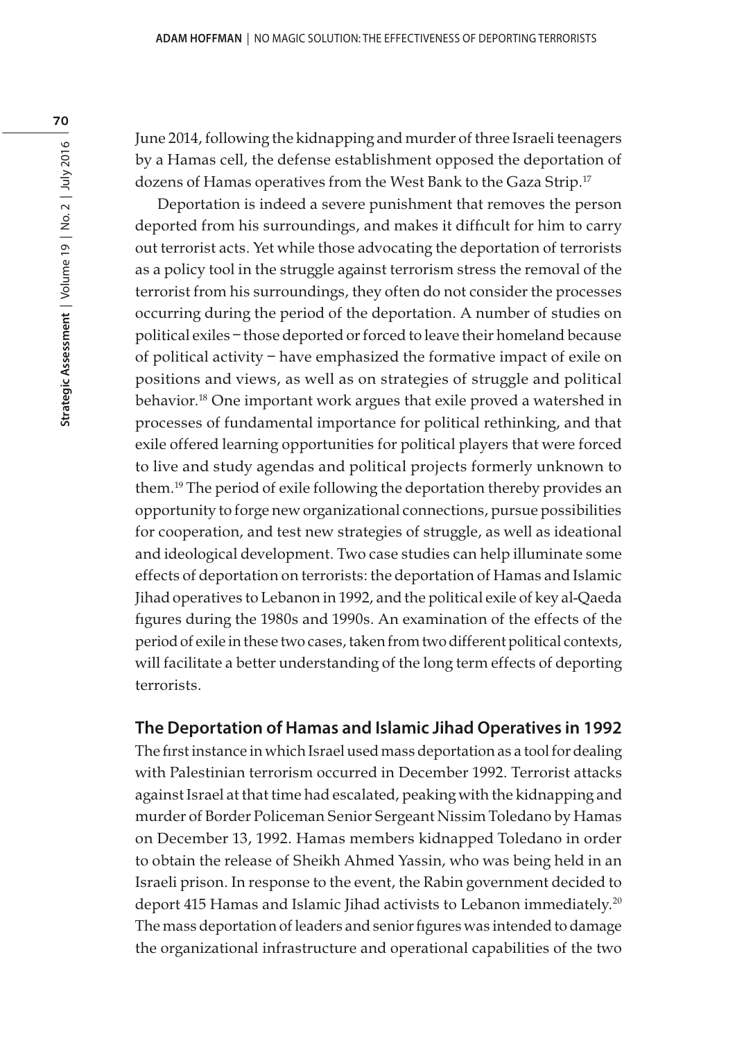June 2014, following the kidnapping and murder of three Israeli teenagers by a Hamas cell, the defense establishment opposed the deportation of dozens of Hamas operatives from the West Bank to the Gaza Strip.[17]

Deportation is indeed a severe punishment that removes the person deported from his surroundings, and makes it difficult for him to carry out terrorist acts. Yet while those advocating the deportation of terrorists as a policy tool in the struggle against terrorism stress the removal of the terrorist from his surroundings, they often do not consider the processes occurring during the period of the deportation. A number of studies on political exiles – those deported or forced to leave their homeland because of political activity – have emphasized the formative impact of exile on positions and views, as well as on strategies of struggle and political behavior.[18] One important work argues that exile proved a watershed in processes of fundamental importance for political rethinking, and that exile offered learning opportunities for political players that were forced to live and study agendas and political projects formerly unknown to them.[19] The period of exile following the deportation thereby provides an opportunity to forge new organizational connections, pursue possibilities for cooperation, and test new strategies of struggle, as well as ideational and ideological development. Two case studies can help illuminate some effects of deportation on terrorists: the deportation of Hamas and Islamic Jihad operatives to Lebanon in 1992, and the political exile of key al-Qaeda figures during the 1980s and 1990s. An examination of the effects of the period of exile in these two cases, taken from two different political contexts, will facilitate a better understanding of the long term effects of deporting terrorists.

## The Deportation of Hamas and Islamic Jihad Operatives in 1992

The first instance in which Israel used mass deportation as a tool for dealing with Palestinian terrorism occurred in December 1992. Terrorist attacks against Israel at that time had escalated, peaking with the kidnapping and murder of Border Policeman Senior Sergeant Nissim Toledano by Hamas on December 13, 1992. Hamas members kidnapped Toledano in order to obtain the release of Sheikh Ahmed Yassin, who was being held in an Israeli prison. In response to the event, the Rabin government decided to deport 415 Hamas and Islamic Jihad activists to Lebanon immediately.[20] The mass deportation of leaders and senior figures was intended to damage the organizational infrastructure and operational capabilities of the two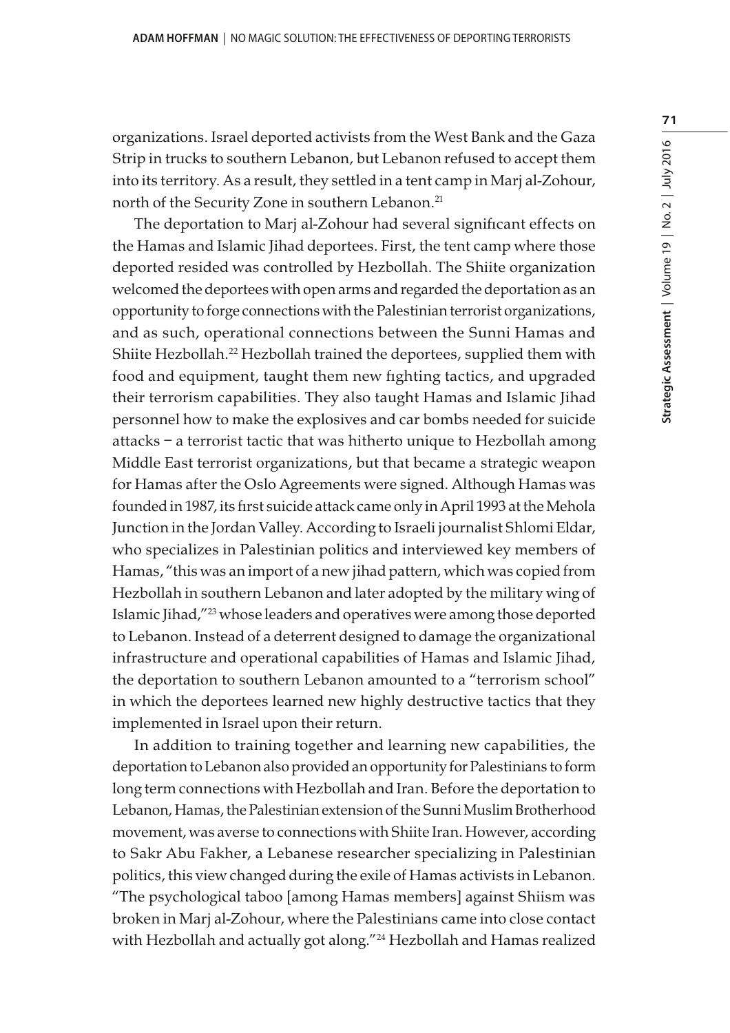organizations. Israel deported activists from the West Bank and the Gaza Strip in trucks to southern Lebanon, but Lebanon refused to accept them into its territory. As a result, they settled in a tent camp in Marj al-Zohour, north of the Security Zone in southern Lebanon.[21]

The deportation to Marj al-Zohour had several significant effects on the Hamas and Islamic Jihad deportees. First, the tent camp where those deported resided was controlled by Hezbollah. The Shiite organization welcomed the deportees with open arms and regarded the deportation as an opportunity to forge connections with the Palestinian terrorist organizations, and as such, operational connections between the Sunni Hamas and Shiite Hezbollah.[22] Hezbollah trained the deportees, supplied them with food and equipment, taught them new fighting tactics, and upgraded their terrorism capabilities. They also taught Hamas and Islamic Jihad personnel how to make the explosives and car bombs needed for suicide attacks – a terrorist tactic that was hitherto unique to Hezbollah among Middle East terrorist organizations, but that became a strategic weapon for Hamas after the Oslo Agreements were signed. Although Hamas was founded in 1987, its first suicide attack came only in April 1993 at the Mehola Junction in the Jordan Valley. According to Israeli journalist Shlomi Eldar, who specializes in Palestinian politics and interviewed key members of Hamas, "this was an import of a new jihad pattern, which was copied from Hezbollah in southern Lebanon and later adopted by the military wing of Islamic Jihad,"[23] whose leaders and operatives were among those deported to Lebanon. Instead of a deterrent designed to damage the organizational infrastructure and operational capabilities of Hamas and Islamic Jihad, the deportation to southern Lebanon amounted to a "terrorism school" in which the deportees learned new highly destructive tactics that they implemented in Israel upon their return.

In addition to training together and learning new capabilities, the deportation to Lebanon also provided an opportunity for Palestinians to form long term connections with Hezbollah and Iran. Before the deportation to Lebanon, Hamas, the Palestinian extension of the Sunni Muslim Brotherhood movement, was averse to connections with Shiite Iran. However, according to Sakr Abu Fakher, a Lebanese researcher specializing in Palestinian politics, this view changed during the exile of Hamas activists in Lebanon. "The psychological taboo [among Hamas members] against Shiism was broken in Marj al-Zohour, where the Palestinians came into close contact with Hezbollah and actually got along."[24] Hezbollah and Hamas realized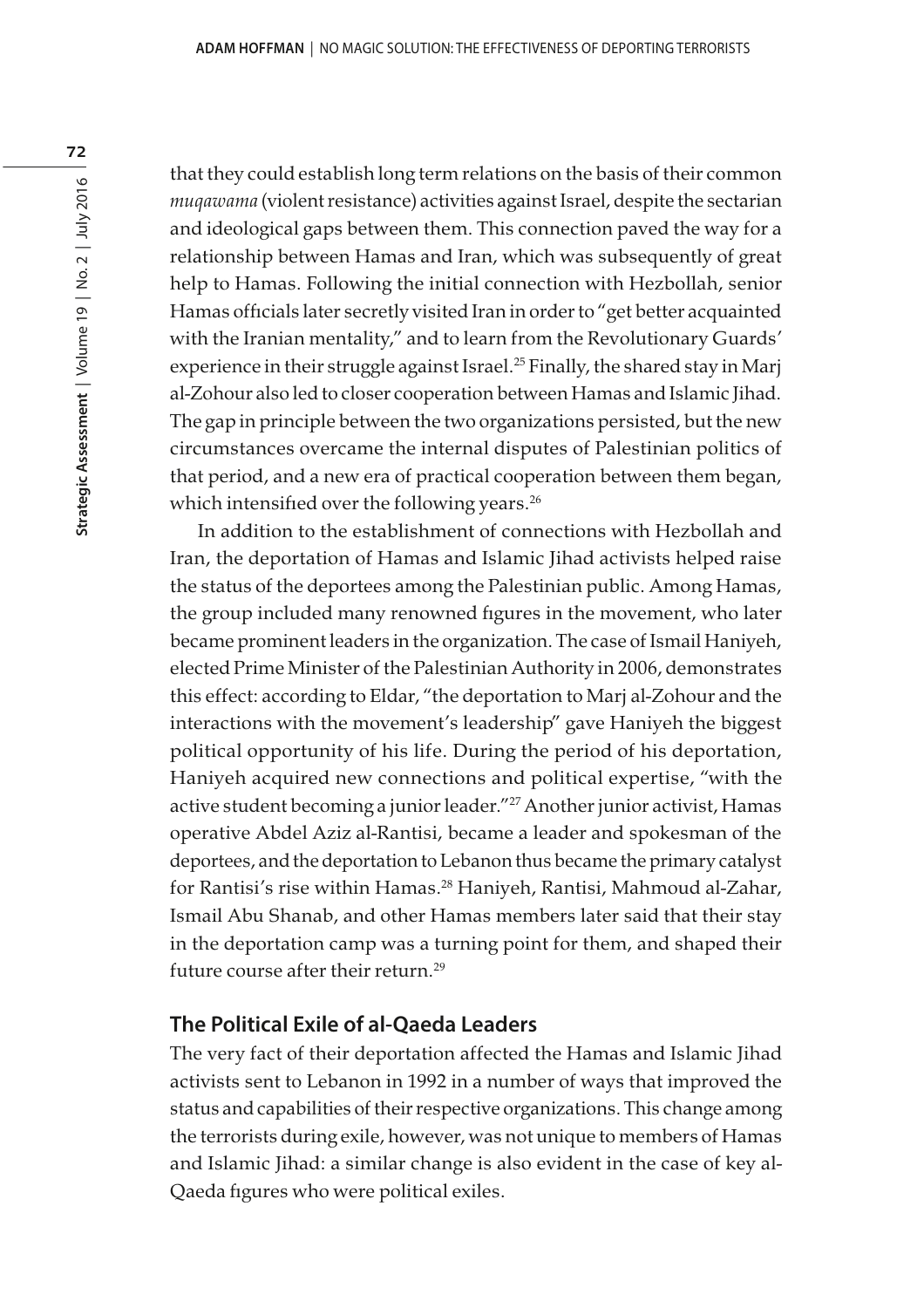that they could establish long term relations on the basis of their common *muqawama* (violent resistance) activities against Israel, despite the sectarian and ideological gaps between them. This connection paved the way for a relationship between Hamas and Iran, which was subsequently of great help to Hamas. Following the initial connection with Hezbollah, senior Hamas officials later secretly visited Iran in order to "get better acquainted with the Iranian mentality," and to learn from the Revolutionary Guards' experience in their struggle against Israel.[25] Finally, the shared stay in Marj al-Zohour also led to closer cooperation between Hamas and Islamic Jihad. The gap in principle between the two organizations persisted, but the new circumstances overcame the internal disputes of Palestinian politics of that period, and a new era of practical cooperation between them began, which intensified over the following years.[26]

In addition to the establishment of connections with Hezbollah and Iran, the deportation of Hamas and Islamic Jihad activists helped raise the status of the deportees among the Palestinian public. Among Hamas, the group included many renowned figures in the movement, who later became prominent leaders in the organization. The case of Ismail Haniyeh, elected Prime Minister of the Palestinian Authority in 2006, demonstrates this effect: according to Eldar, "the deportation to Marj al-Zohour and the interactions with the movement's leadership" gave Haniyeh the biggest political opportunity of his life. During the period of his deportation, Haniyeh acquired new connections and political expertise, "with the active student becoming a junior leader."[27] Another junior activist, Hamas operative Abdel Aziz al-Rantisi, became a leader and spokesman of the deportees, and the deportation to Lebanon thus became the primary catalyst for Rantisi's rise within Hamas.[28] Haniyeh, Rantisi, Mahmoud al-Zahar, Ismail Abu Shanab, and other Hamas members later said that their stay in the deportation camp was a turning point for them, and shaped their future course after their return.[29]

## The Political Exile of al-Qaeda Leaders

The very fact of their deportation affected the Hamas and Islamic Jihad activists sent to Lebanon in 1992 in a number of ways that improved the status and capabilities of their respective organizations. This change among the terrorists during exile, however, was not unique to members of Hamas and Islamic Jihad: a similar change is also evident in the case of key al-Qaeda figures who were political exiles.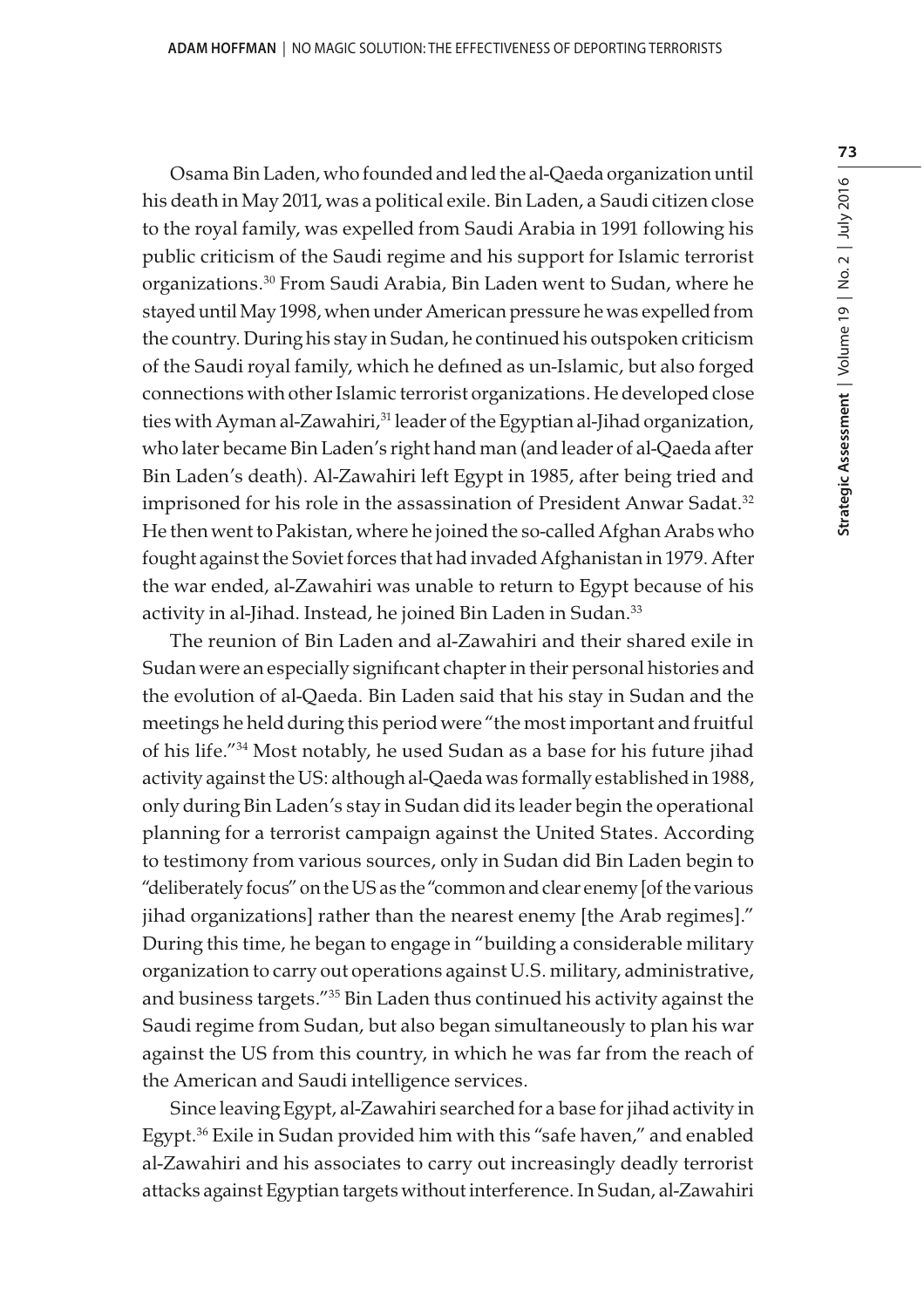Osama Bin Laden, who founded and led the al-Qaeda organization until his death in May 2011, was a political exile. Bin Laden, a Saudi citizen close to the royal family, was expelled from Saudi Arabia in 1991 following his public criticism of the Saudi regime and his support for Islamic terrorist organizations.[30] From Saudi Arabia, Bin Laden went to Sudan, where he stayed until May 1998, when under American pressure he was expelled from the country. During his stay in Sudan, he continued his outspoken criticism of the Saudi royal family, which he defined as un-Islamic, but also forged connections with other Islamic terrorist organizations. He developed close ties with Ayman al-Zawahiri,[31] leader of the Egyptian al-Jihad organization, who later became Bin Laden's right hand man (and leader of al-Qaeda after Bin Laden's death). Al-Zawahiri left Egypt in 1985, after being tried and imprisoned for his role in the assassination of President Anwar Sadat.[32] He then went to Pakistan, where he joined the so-called Afghan Arabs who fought against the Soviet forces that had invaded Afghanistan in 1979. After the war ended, al-Zawahiri was unable to return to Egypt because of his activity in al-Jihad. Instead, he joined Bin Laden in Sudan.[33]

The reunion of Bin Laden and al-Zawahiri and their shared exile in Sudan were an especially significant chapter in their personal histories and the evolution of al-Qaeda. Bin Laden said that his stay in Sudan and the meetings he held during this period were "the most important and fruitful of his life."[34] Most notably, he used Sudan as a base for his future jihad activity against the US: although al-Qaeda was formally established in 1988, only during Bin Laden's stay in Sudan did its leader begin the operational planning for a terrorist campaign against the United States. According to testimony from various sources, only in Sudan did Bin Laden begin to "deliberately focus" on the US as the "common and clear enemy [of the various jihad organizations] rather than the nearest enemy [the Arab regimes]." During this time, he began to engage in "building a considerable military organization to carry out operations against U.S. military, administrative, and business targets."[35] Bin Laden thus continued his activity against the Saudi regime from Sudan, but also began simultaneously to plan his war against the US from this country, in which he was far from the reach of the American and Saudi intelligence services.

Since leaving Egypt, al-Zawahiri searched for a base for jihad activity in Egypt.[36] Exile in Sudan provided him with this "safe haven," and enabled al-Zawahiri and his associates to carry out increasingly deadly terrorist attacks against Egyptian targets without interference. In Sudan, al-Zawahiri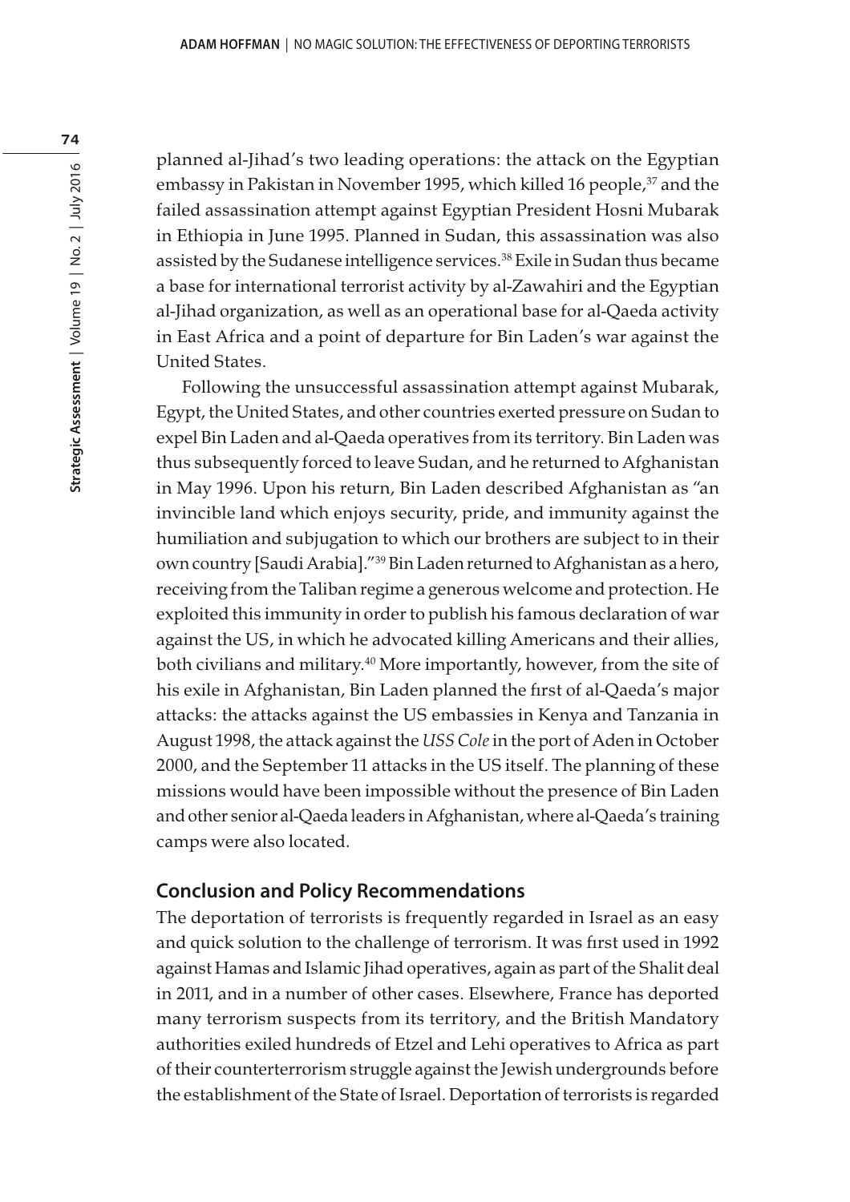planned al-Jihad's two leading operations: the attack on the Egyptian embassy in Pakistan in November 1995, which killed 16 people,[37] and the failed assassination attempt against Egyptian President Hosni Mubarak in Ethiopia in June 1995. Planned in Sudan, this assassination was also assisted by the Sudanese intelligence services.[38] Exile in Sudan thus became a base for international terrorist activity by al-Zawahiri and the Egyptian al-Jihad organization, as well as an operational base for al-Qaeda activity in East Africa and a point of departure for Bin Laden's war against the United States.

Following the unsuccessful assassination attempt against Mubarak, Egypt, the United States, and other countries exerted pressure on Sudan to expel Bin Laden and al-Qaeda operatives from its territory. Bin Laden was thus subsequently forced to leave Sudan, and he returned to Afghanistan in May 1996. Upon his return, Bin Laden described Afghanistan as "an invincible land which enjoys security, pride, and immunity against the humiliation and subjugation to which our brothers are subject to in their own country [Saudi Arabia]."[39] Bin Laden returned to Afghanistan as a hero, receiving from the Taliban regime a generous welcome and protection. He exploited this immunity in order to publish his famous declaration of war against the US, in which he advocated killing Americans and their allies, both civilians and military.[40] More importantly, however, from the site of his exile in Afghanistan, Bin Laden planned the first of al-Qaeda's major attacks: the attacks against the US embassies in Kenya and Tanzania in August 1998, the attack against the *USS Cole* in the port of Aden in October 2000, and the September 11 attacks in the US itself. The planning of these missions would have been impossible without the presence of Bin Laden and other senior al-Qaeda leaders in Afghanistan, where al-Qaeda's training camps were also located.

## Conclusion and Policy Recommendations

The deportation of terrorists is frequently regarded in Israel as an easy and quick solution to the challenge of terrorism. It was first used in 1992 against Hamas and Islamic Jihad operatives, again as part of the Shalit deal in 2011, and in a number of other cases. Elsewhere, France has deported many terrorism suspects from its territory, and the British Mandatory authorities exiled hundreds of Etzel and Lehi operatives to Africa as part of their counterterrorism struggle against the Jewish undergrounds before the establishment of the State of Israel. Deportation of terrorists is regarded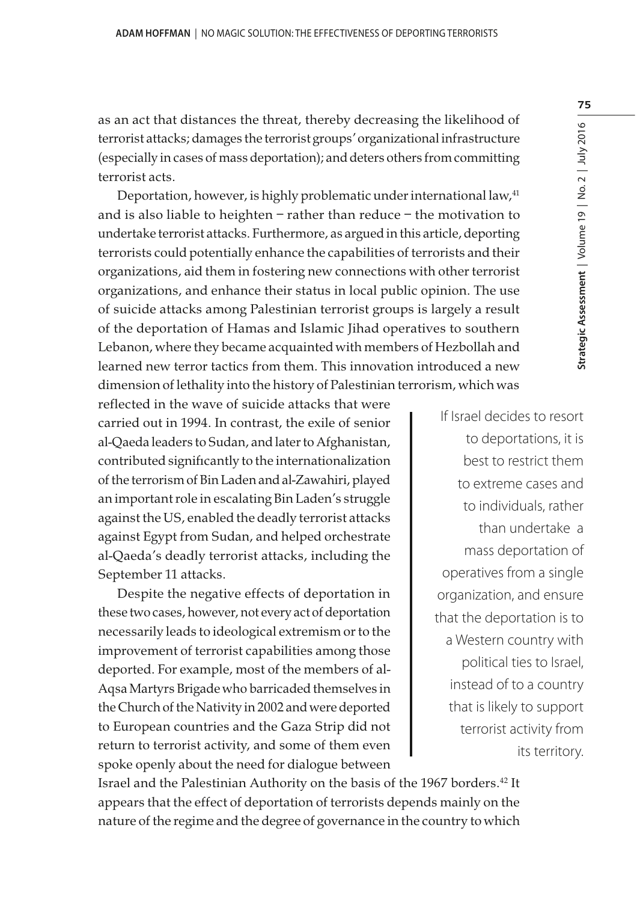as an act that distances the threat, thereby decreasing the likelihood of terrorist attacks; damages the terrorist groups' organizational infrastructure (especially in cases of mass deportation); and deters others from committing terrorist acts.

Deportation, however, is highly problematic under international law,[41] and is also liable to heighten – rather than reduce – the motivation to undertake terrorist attacks. Furthermore, as argued in this article, deporting terrorists could potentially enhance the capabilities of terrorists and their organizations, aid them in fostering new connections with other terrorist organizations, and enhance their status in local public opinion. The use of suicide attacks among Palestinian terrorist groups is largely a result of the deportation of Hamas and Islamic Jihad operatives to southern Lebanon, where they became acquainted with members of Hezbollah and learned new terror tactics from them. This innovation introduced a new dimension of lethality into the history of Palestinian terrorism, which was reflected in the wave of suicide attacks that were carried out in 1994. In contrast, the exile of senior al-Qaeda leaders to Sudan, and later to Afghanistan, contributed significantly to the internationalization of the terrorism of Bin Laden and al-Zawahiri, played an important role in escalating Bin Laden's struggle against the US, enabled the deadly terrorist attacks against Egypt from Sudan, and helped orchestrate al-Qaeda's deadly terrorist attacks, including the September 11 attacks.

> If Israel decides to resort to deportations, it is best to restrict them to extreme cases and to individuals, rather than undertake a mass deportation of operatives from a single organization, and ensure that the deportation is to a Western country with political ties to Israel, instead of to a country that is likely to support terrorist activity from its territory.

Despite the negative effects of deportation in these two cases, however, not every act of deportation necessarily leads to ideological extremism or to the improvement of terrorist capabilities among those deported. For example, most of the members of al-Aqsa Martyrs Brigade who barricaded themselves in the Church of the Nativity in 2002 and were deported to European countries and the Gaza Strip did not return to terrorist activity, and some of them even spoke openly about the need for dialogue between Israel and the Palestinian Authority on the basis of the 1967 borders.[42] It appears that the effect of deportation of terrorists depends mainly on the nature of the regime and the degree of governance in the country to which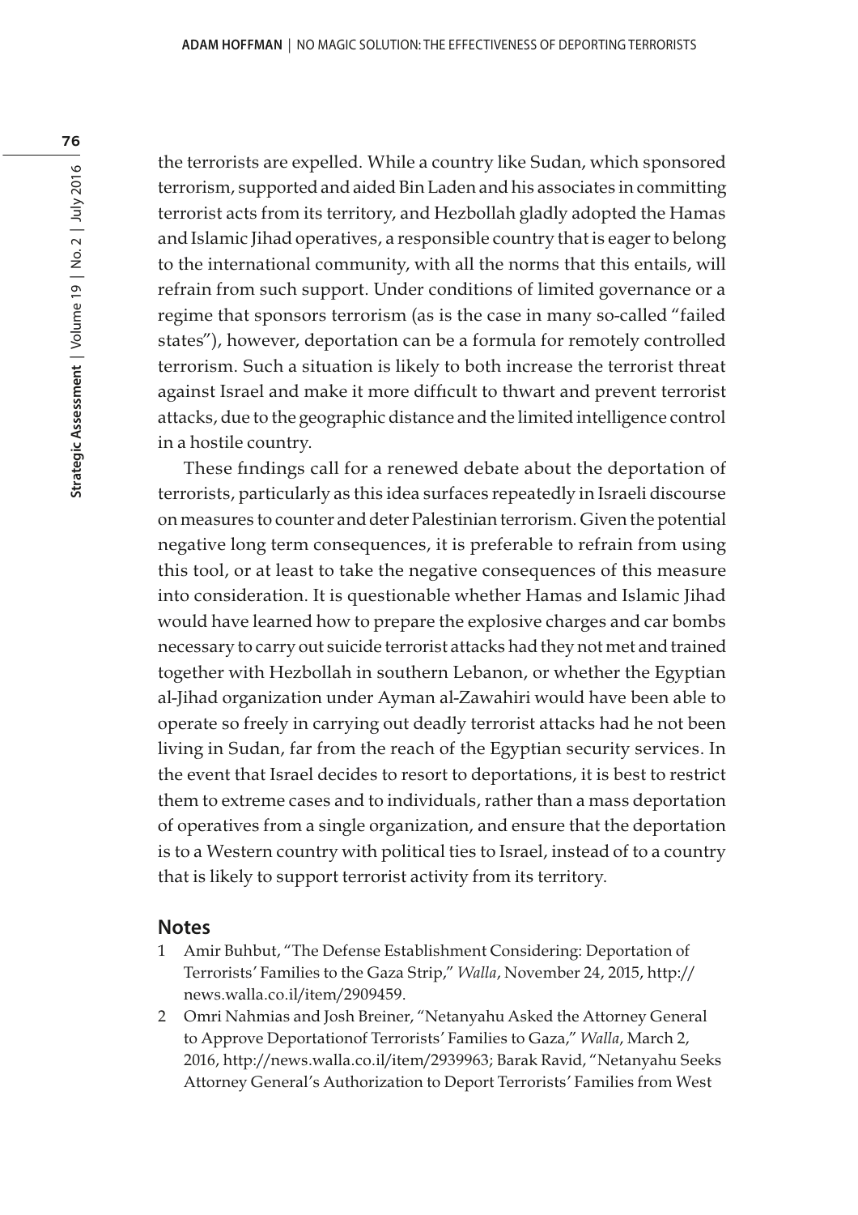the terrorists are expelled. While a country like Sudan, which sponsored terrorism, supported and aided Bin Laden and his associates in committing terrorist acts from its territory, and Hezbollah gladly adopted the Hamas and Islamic Jihad operatives, a responsible country that is eager to belong to the international community, with all the norms that this entails, will refrain from such support. Under conditions of limited governance or a regime that sponsors terrorism (as is the case in many so-called "failed states"), however, deportation can be a formula for remotely controlled terrorism. Such a situation is likely to both increase the terrorist threat against Israel and make it more difficult to thwart and prevent terrorist attacks, due to the geographic distance and the limited intelligence control in a hostile country.

These findings call for a renewed debate about the deportation of terrorists, particularly as this idea surfaces repeatedly in Israeli discourse on measures to counter and deter Palestinian terrorism. Given the potential negative long term consequences, it is preferable to refrain from using this tool, or at least to take the negative consequences of this measure into consideration. It is questionable whether Hamas and Islamic Jihad would have learned how to prepare the explosive charges and car bombs necessary to carry out suicide terrorist attacks had they not met and trained together with Hezbollah in southern Lebanon, or whether the Egyptian al-Jihad organization under Ayman al-Zawahiri would have been able to operate so freely in carrying out deadly terrorist attacks had he not been living in Sudan, far from the reach of the Egyptian security services. In the event that Israel decides to resort to deportations, it is best to restrict them to extreme cases and to individuals, rather than a mass deportation of operatives from a single organization, and ensure that the deportation is to a Western country with political ties to Israel, instead of to a country that is likely to support terrorist activity from its territory.

## Notes

1 Amir Buhbut, "The Defense Establishment Considering: Deportation of Terrorists' Families to the Gaza Strip," *Walla*, November 24, 2015, http://news.walla.co.il/item/2909459.

2 Omri Nahmias and Josh Breiner, "Netanyahu Asked the Attorney General to Approve Deportationof Terrorists' Families to Gaza," *Walla*, March 2, 2016, http://news.walla.co.il/item/2939963; Barak Ravid, "Netanyahu Seeks Attorney General's Authorization to Deport Terrorists' Families from West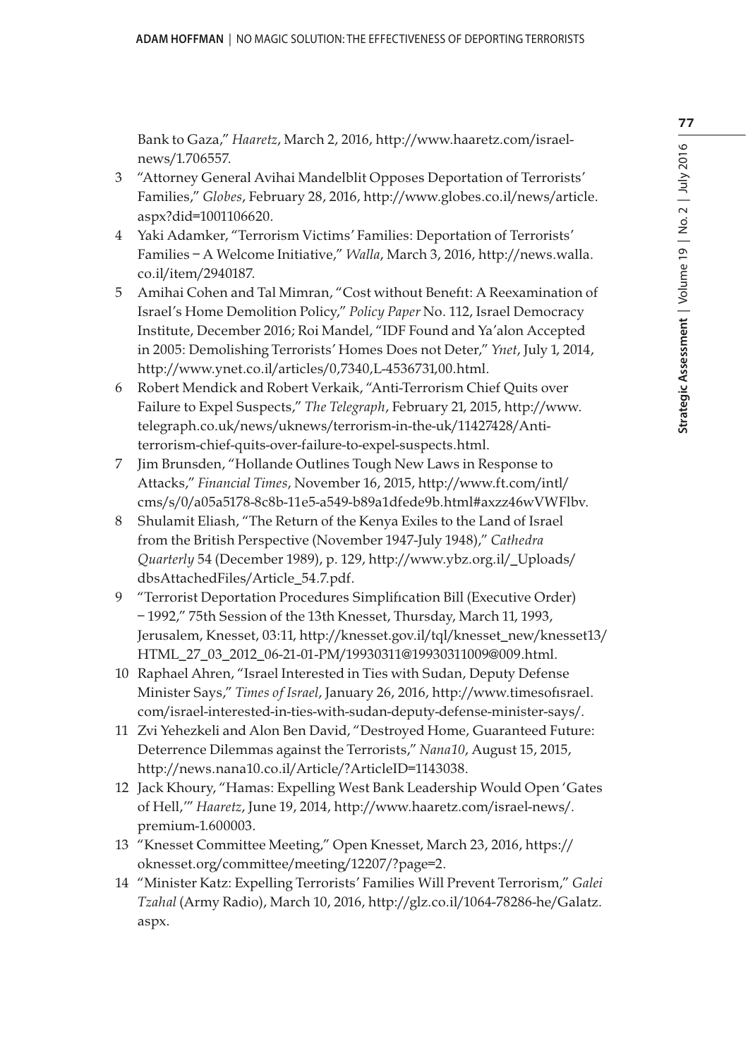Bank to Gaza," *Haaretz*, March 2, 2016, http://www.haaretz.com/israel-news/1.706557.

3 "Attorney General Avihai Mandelblit Opposes Deportation of Terrorists' Families," *Globes*, February 28, 2016, http://www.globes.co.il/news/article.aspx?did=1001106620.

4 Yaki Adamker, "Terrorism Victims' Families: Deportation of Terrorists' Families – A Welcome Initiative," *Walla*, March 3, 2016, http://news.walla.co.il/item/2940187.

5 Amihai Cohen and Tal Mimran, "Cost without Benefit: A Reexamination of Israel's Home Demolition Policy," *Policy Paper* No. 112, Israel Democracy Institute, December 2016; Roi Mandel, "IDF Found and Ya'alon Accepted in 2005: Demolishing Terrorists' Homes Does not Deter," *Ynet*, July 1, 2014, http://www.ynet.co.il/articles/0,7340,L-4536731,00.html.

6 Robert Mendick and Robert Verkaik, "Anti-Terrorism Chief Quits over Failure to Expel Suspects," *The Telegraph*, February 21, 2015, http://www.telegraph.co.uk/news/uknews/terrorism-in-the-uk/11427428/Anti-terrorism-chief-quits-over-failure-to-expel-suspects.html.

7 Jim Brunsden, "Hollande Outlines Tough New Laws in Response to Attacks," *Financial Times*, November 16, 2015, http://www.ft.com/intl/cms/s/0/a05a5178-8c8b-11e5-a549-b89a1dfede9b.html#axzz46wVWFlbv.

8 Shulamit Eliash, "The Return of the Kenya Exiles to the Land of Israel from the British Perspective (November 1947-July 1948)," *Cathedra Quarterly* 54 (December 1989), p. 129, http://www.ybz.org.il/_Uploads/dbsAttachedFiles/Article_54.7.pdf.

9 "Terrorist Deportation Procedures Simplification Bill (Executive Order) – 1992," 75th Session of the 13th Knesset, Thursday, March 11, 1993, Jerusalem, Knesset, 03:11, http://knesset.gov.il/tql/knesset_new/knesset13/HTML_27_03_2012_06-21-01-PM/19930311@19930311009@009.html.

10 Raphael Ahren, "Israel Interested in Ties with Sudan, Deputy Defense Minister Says," *Times of Israel*, January 26, 2016, http://www.timesofisrael.com/israel-interested-in-ties-with-sudan-deputy-defense-minister-says/.

11 Zvi Yehezkeli and Alon Ben David, "Destroyed Home, Guaranteed Future: Deterrence Dilemmas against the Terrorists," *Nana10*, August 15, 2015, http://news.nana10.co.il/Article/?ArticleID=1143038.

12 Jack Khoury, "Hamas: Expelling West Bank Leadership Would Open 'Gates of Hell,'" *Haaretz*, June 19, 2014, http://www.haaretz.com/israel-news/.premium-1.600003.

13 "Knesset Committee Meeting," Open Knesset, March 23, 2016, https://oknesset.org/committee/meeting/12207/?page=2.

14 "Minister Katz: Expelling Terrorists' Families Will Prevent Terrorism," *Galei Tzahal* (Army Radio), March 10, 2016, http://glz.co.il/1064-78286-he/Galatz.aspx.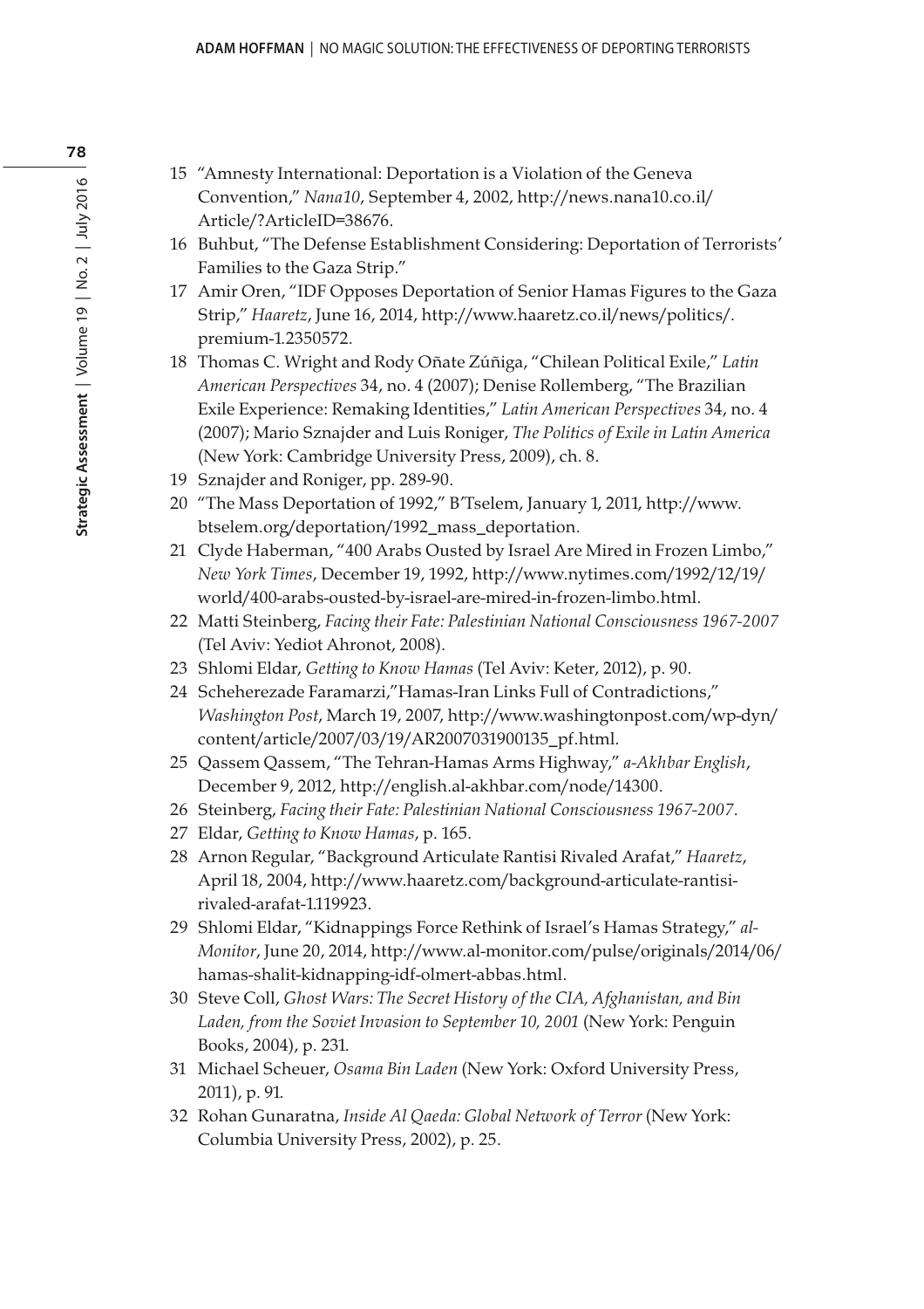15 "Amnesty International: Deportation is a Violation of the Geneva Convention," *Nana10*, September 4, 2002, http://news.nana10.co.il/Article/?ArticleID=38676.

16 Buhbut, "The Defense Establishment Considering: Deportation of Terrorists' Families to the Gaza Strip."

17 Amir Oren, "IDF Opposes Deportation of Senior Hamas Figures to the Gaza Strip," *Haaretz*, June 16, 2014, http://www.haaretz.co.il/news/politics/.premium-1.2350572.

18 Thomas C. Wright and Rody Oñate Zúñiga, "Chilean Political Exile," *Latin American Perspectives* 34, no. 4 (2007); Denise Rollemberg, "The Brazilian Exile Experience: Remaking Identities," *Latin American Perspectives* 34, no. 4 (2007); Mario Sznajder and Luis Roniger, *The Politics of Exile in Latin America* (New York: Cambridge University Press, 2009), ch. 8.

19 Sznajder and Roniger, pp. 289-90.

20 "The Mass Deportation of 1992," B'Tselem, January 1, 2011, http://www.btselem.org/deportation/1992_mass_deportation.

21 Clyde Haberman, "400 Arabs Ousted by Israel Are Mired in Frozen Limbo," *New York Times*, December 19, 1992, http://www.nytimes.com/1992/12/19/world/400-arabs-ousted-by-israel-are-mired-in-frozen-limbo.html.

22 Matti Steinberg, *Facing their Fate: Palestinian National Consciousness 1967-2007* (Tel Aviv: Yediot Ahronot, 2008).

23 Shlomi Eldar, *Getting to Know Hamas* (Tel Aviv: Keter, 2012), p. 90.

24 Scheherezade Faramarzi,"Hamas-Iran Links Full of Contradictions," *Washington Post*, March 19, 2007, http://www.washingtonpost.com/wp-dyn/content/article/2007/03/19/AR2007031900135_pf.html.

25 Qassem Qassem, "The Tehran-Hamas Arms Highway," *a-Akhbar English*, December 9, 2012, http://english.al-akhbar.com/node/14300.

26 Steinberg, *Facing their Fate: Palestinian National Consciousness 1967-2007*.

27 Eldar, *Getting to Know Hamas*, p. 165.

28 Arnon Regular, "Background Articulate Rantisi Rivaled Arafat," *Haaretz*, April 18, 2004, http://www.haaretz.com/background-articulate-rantisi-rivaled-arafat-1.119923.

29 Shlomi Eldar, "Kidnappings Force Rethink of Israel's Hamas Strategy," *al-Monitor*, June 20, 2014, http://www.al-monitor.com/pulse/originals/2014/06/hamas-shalit-kidnapping-idf-olmert-abbas.html.

30 Steve Coll, *Ghost Wars: The Secret History of the CIA, Afghanistan, and Bin Laden, from the Soviet Invasion to September 10, 2001* (New York: Penguin Books, 2004), p. 231.

31 Michael Scheuer, *Osama Bin Laden* (New York: Oxford University Press, 2011), p. 91.

32 Rohan Gunaratna, *Inside Al Qaeda: Global Network of Terror* (New York: Columbia University Press, 2002), p. 25.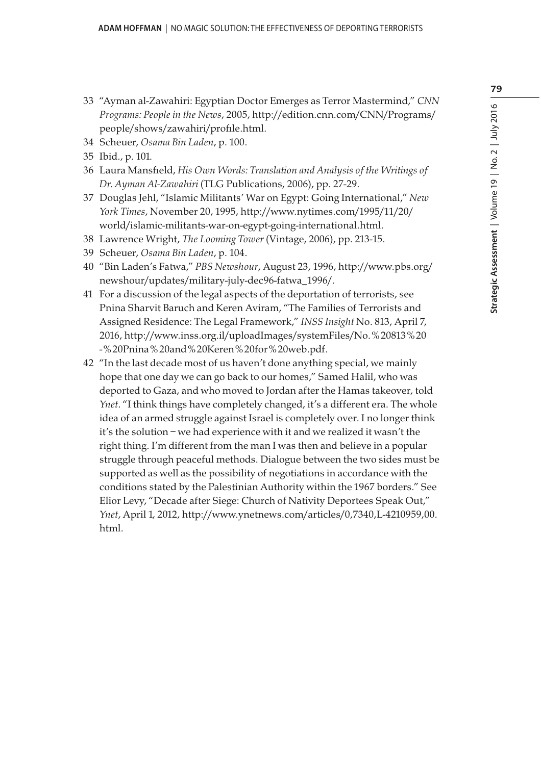33 "Ayman al-Zawahiri: Egyptian Doctor Emerges as Terror Mastermind," *CNN Programs: People in the News*, 2005, http://edition.cnn.com/CNN/Programs/people/shows/zawahiri/profile.html.

34 Scheuer, *Osama Bin Laden*, p. 100.

35 Ibid., p. 101.

36 Laura Mansfield, *His Own Words: Translation and Analysis of the Writings of Dr. Ayman Al-Zawahiri* (TLG Publications, 2006), pp. 27-29.

37 Douglas Jehl, "Islamic Militants' War on Egypt: Going International," *New York Times*, November 20, 1995, http://www.nytimes.com/1995/11/20/world/islamic-militants-war-on-egypt-going-international.html.

38 Lawrence Wright, *The Looming Tower* (Vintage, 2006), pp. 213-15.

39 Scheuer, *Osama Bin Laden*, p. 104.

40 "Bin Laden's Fatwa," *PBS Newshour*, August 23, 1996, http://www.pbs.org/newshour/updates/military-july-dec96-fatwa_1996/.

41 For a discussion of the legal aspects of the deportation of terrorists, see Pnina Sharvit Baruch and Keren Aviram, "The Families of Terrorists and Assigned Residence: The Legal Framework," *INSS Insight* No. 813, April 7, 2016, http://www.inss.org.il/uploadImages/systemFiles/No.%20813%20-%20Pnina%20and%20Keren%20for%20web.pdf.

42 "In the last decade most of us haven't done anything special, we mainly hope that one day we can go back to our homes," Samed Halil, who was deported to Gaza, and who moved to Jordan after the Hamas takeover, told *Ynet*. "I think things have completely changed, it's a different era. The whole idea of an armed struggle against Israel is completely over. I no longer think it's the solution – we had experience with it and we realized it wasn't the right thing. I'm different from the man I was then and believe in a popular struggle through peaceful methods. Dialogue between the two sides must be supported as well as the possibility of negotiations in accordance with the conditions stated by the Palestinian Authority within the 1967 borders." See Elior Levy, "Decade after Siege: Church of Nativity Deportees Speak Out," *Ynet*, April 1, 2012, http://www.ynetnews.com/articles/0,7340,L-4210959,00.html.